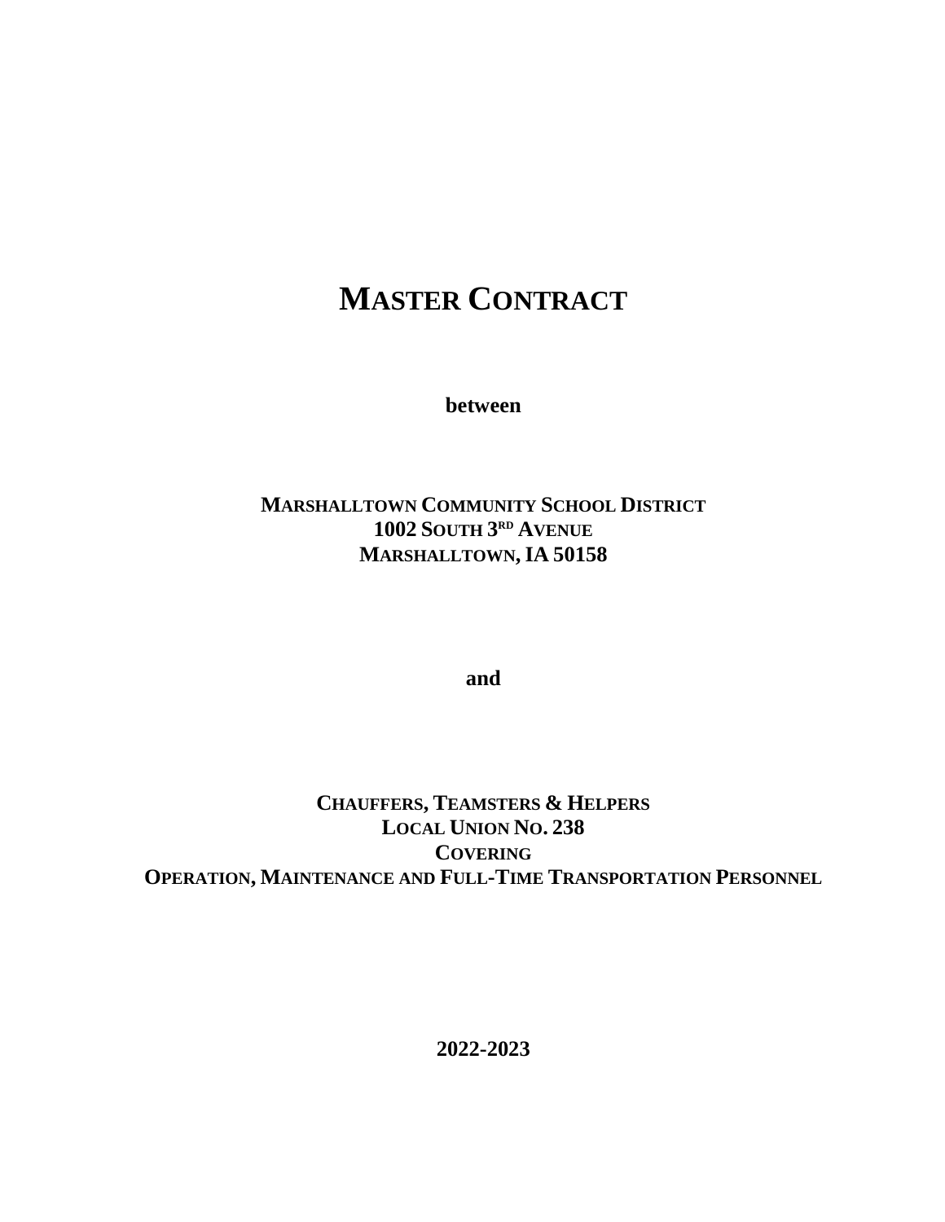# MASTER CONTRACT

**between**

**MARSHALLTOWN COMMUNITY SCHOOL DISTRICT**
**1002 SOUTH 3RD AVENUE**
**MARSHALLTOWN, IA 50158**

**and**

**CHAUFFERS, TEAMSTERS & HELPERS**
**LOCAL UNION NO. 238**
**COVERING**
**OPERATION, MAINTENANCE AND FULL-TIME TRANSPORTATION PERSONNEL**

**2022-2023**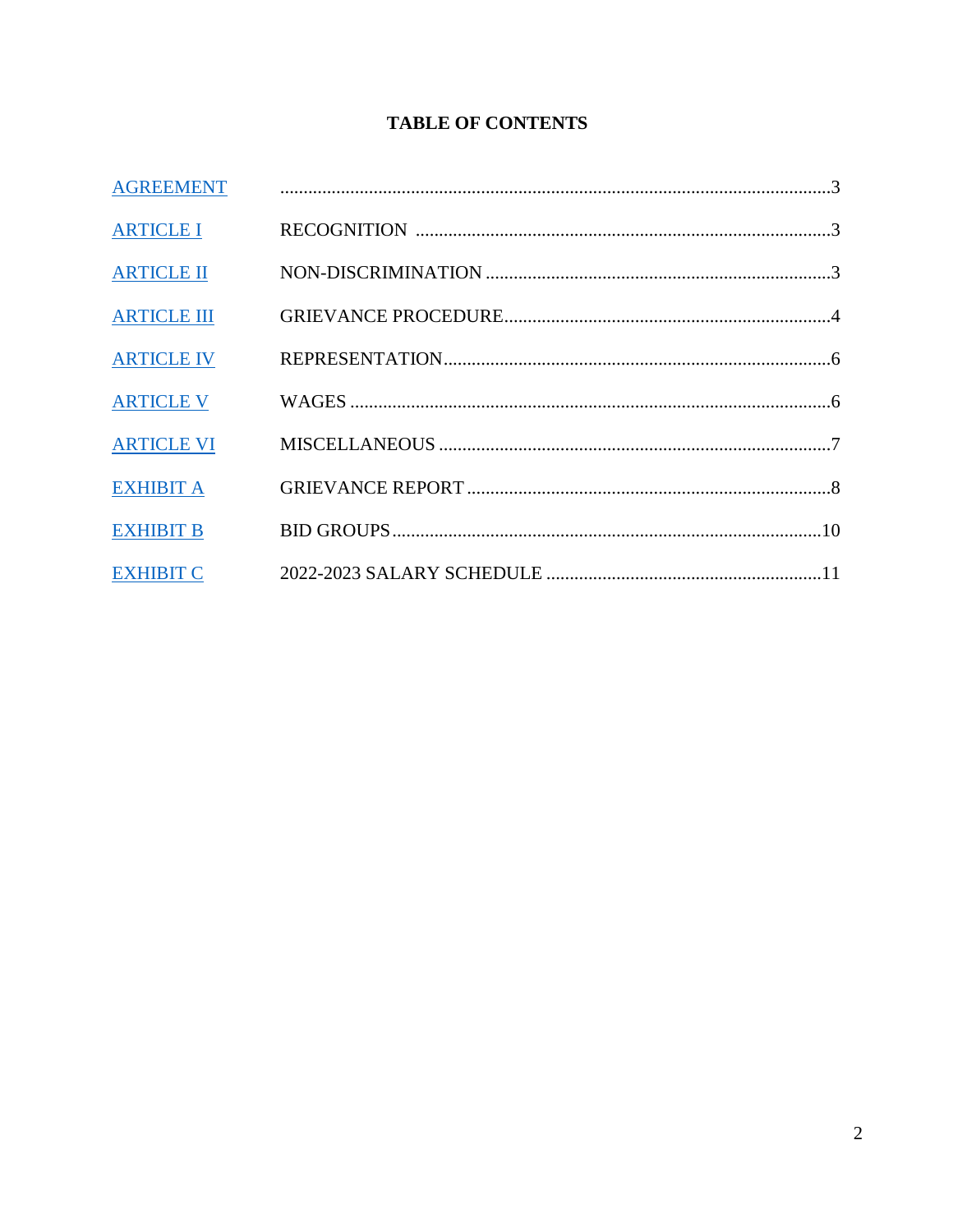# TABLE OF CONTENTS

| | | |
|---|---|---|
| AGREEMENT | | 3 |
| ARTICLE I | RECOGNITION | 3 |
| ARTICLE II | NON-DISCRIMINATION | 3 |
| ARTICLE III | GRIEVANCE PROCEDURE | 4 |
| ARTICLE IV | REPRESENTATION | 6 |
| ARTICLE V | WAGES | 6 |
| ARTICLE VI | MISCELLANEOUS | 7 |
| EXHIBIT A | GRIEVANCE REPORT | 8 |
| EXHIBIT B | BID GROUPS | 10 |
| EXHIBIT C | 2022-2023 SALARY SCHEDULE | 11 |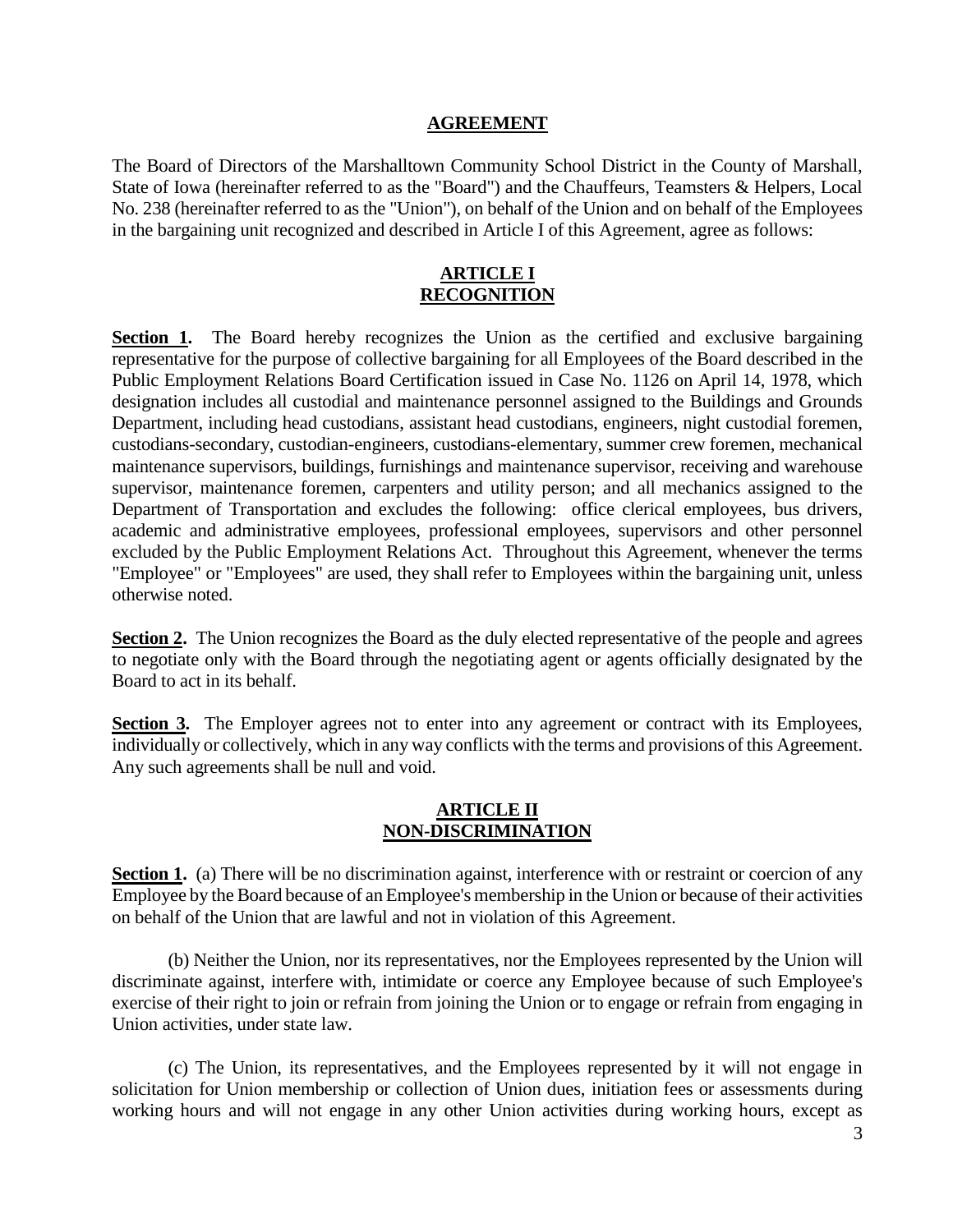## AGREEMENT

The Board of Directors of the Marshalltown Community School District in the County of Marshall, State of Iowa (hereinafter referred to as the "Board") and the Chauffeurs, Teamsters & Helpers, Local No. 238 (hereinafter referred to as the "Union"), on behalf of the Union and on behalf of the Employees in the bargaining unit recognized and described in Article I of this Agreement, agree as follows:

## ARTICLE I
## RECOGNITION

**Section 1.** The Board hereby recognizes the Union as the certified and exclusive bargaining representative for the purpose of collective bargaining for all Employees of the Board described in the Public Employment Relations Board Certification issued in Case No. 1126 on April 14, 1978, which designation includes all custodial and maintenance personnel assigned to the Buildings and Grounds Department, including head custodians, assistant head custodians, engineers, night custodial foremen, custodians-secondary, custodian-engineers, custodians-elementary, summer crew foremen, mechanical maintenance supervisors, buildings, furnishings and maintenance supervisor, receiving and warehouse supervisor, maintenance foremen, carpenters and utility person; and all mechanics assigned to the Department of Transportation and excludes the following: office clerical employees, bus drivers, academic and administrative employees, professional employees, supervisors and other personnel excluded by the Public Employment Relations Act. Throughout this Agreement, whenever the terms "Employee" or "Employees" are used, they shall refer to Employees within the bargaining unit, unless otherwise noted.

**Section 2.** The Union recognizes the Board as the duly elected representative of the people and agrees to negotiate only with the Board through the negotiating agent or agents officially designated by the Board to act in its behalf.

**Section 3.** The Employer agrees not to enter into any agreement or contract with its Employees, individually or collectively, which in any way conflicts with the terms and provisions of this Agreement. Any such agreements shall be null and void.

## ARTICLE II
## NON-DISCRIMINATION

**Section 1.** (a) There will be no discrimination against, interference with or restraint or coercion of any Employee by the Board because of an Employee's membership in the Union or because of their activities on behalf of the Union that are lawful and not in violation of this Agreement.

(b) Neither the Union, nor its representatives, nor the Employees represented by the Union will discriminate against, interfere with, intimidate or coerce any Employee because of such Employee's exercise of their right to join or refrain from joining the Union or to engage or refrain from engaging in Union activities, under state law.

(c) The Union, its representatives, and the Employees represented by it will not engage in solicitation for Union membership or collection of Union dues, initiation fees or assessments during working hours and will not engage in any other Union activities during working hours, except as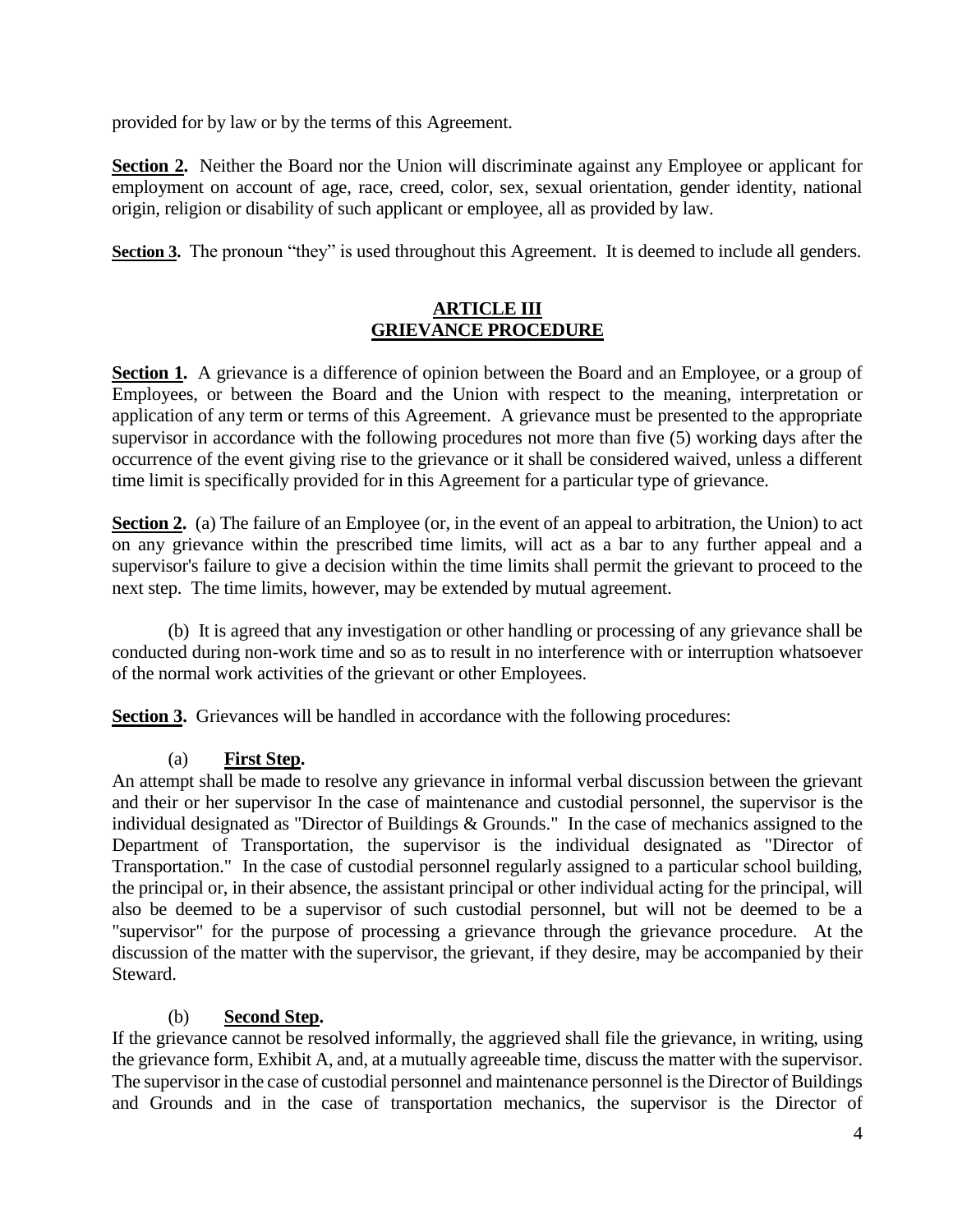provided for by law or by the terms of this Agreement.

**Section 2.** Neither the Board nor the Union will discriminate against any Employee or applicant for employment on account of age, race, creed, color, sex, sexual orientation, gender identity, national origin, religion or disability of such applicant or employee, all as provided by law.

**Section 3.** The pronoun "they" is used throughout this Agreement. It is deemed to include all genders.

## ARTICLE III
## GRIEVANCE PROCEDURE

**Section 1.** A grievance is a difference of opinion between the Board and an Employee, or a group of Employees, or between the Board and the Union with respect to the meaning, interpretation or application of any term or terms of this Agreement. A grievance must be presented to the appropriate supervisor in accordance with the following procedures not more than five (5) working days after the occurrence of the event giving rise to the grievance or it shall be considered waived, unless a different time limit is specifically provided for in this Agreement for a particular type of grievance.

**Section 2.** (a) The failure of an Employee (or, in the event of an appeal to arbitration, the Union) to act on any grievance within the prescribed time limits, will act as a bar to any further appeal and a supervisor's failure to give a decision within the time limits shall permit the grievant to proceed to the next step. The time limits, however, may be extended by mutual agreement.

(b) It is agreed that any investigation or other handling or processing of any grievance shall be conducted during non-work time and so as to result in no interference with or interruption whatsoever of the normal work activities of the grievant or other Employees.

**Section 3.** Grievances will be handled in accordance with the following procedures:

(a) **First Step.**
An attempt shall be made to resolve any grievance in informal verbal discussion between the grievant and their or her supervisor In the case of maintenance and custodial personnel, the supervisor is the individual designated as "Director of Buildings & Grounds." In the case of mechanics assigned to the Department of Transportation, the supervisor is the individual designated as "Director of Transportation." In the case of custodial personnel regularly assigned to a particular school building, the principal or, in their absence, the assistant principal or other individual acting for the principal, will also be deemed to be a supervisor of such custodial personnel, but will not be deemed to be a "supervisor" for the purpose of processing a grievance through the grievance procedure. At the discussion of the matter with the supervisor, the grievant, if they desire, may be accompanied by their Steward.

(b) **Second Step.**
If the grievance cannot be resolved informally, the aggrieved shall file the grievance, in writing, using the grievance form, Exhibit A, and, at a mutually agreeable time, discuss the matter with the supervisor. The supervisor in the case of custodial personnel and maintenance personnel is the Director of Buildings and Grounds and in the case of transportation mechanics, the supervisor is the Director of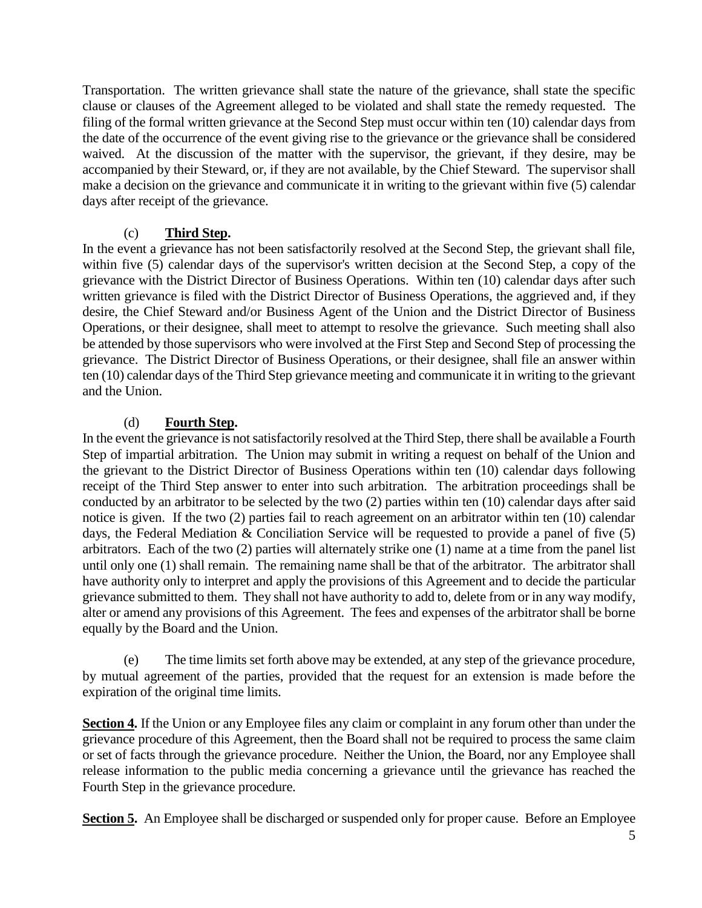Transportation. The written grievance shall state the nature of the grievance, shall state the specific clause or clauses of the Agreement alleged to be violated and shall state the remedy requested. The filing of the formal written grievance at the Second Step must occur within ten (10) calendar days from the date of the occurrence of the event giving rise to the grievance or the grievance shall be considered waived. At the discussion of the matter with the supervisor, the grievant, if they desire, may be accompanied by their Steward, or, if they are not available, by the Chief Steward. The supervisor shall make a decision on the grievance and communicate it in writing to the grievant within five (5) calendar days after receipt of the grievance.

(c) **Third Step.**

In the event a grievance has not been satisfactorily resolved at the Second Step, the grievant shall file, within five (5) calendar days of the supervisor's written decision at the Second Step, a copy of the grievance with the District Director of Business Operations. Within ten (10) calendar days after such written grievance is filed with the District Director of Business Operations, the aggrieved and, if they desire, the Chief Steward and/or Business Agent of the Union and the District Director of Business Operations, or their designee, shall meet to attempt to resolve the grievance. Such meeting shall also be attended by those supervisors who were involved at the First Step and Second Step of processing the grievance. The District Director of Business Operations, or their designee, shall file an answer within ten (10) calendar days of the Third Step grievance meeting and communicate it in writing to the grievant and the Union.

(d) **Fourth Step.**

In the event the grievance is not satisfactorily resolved at the Third Step, there shall be available a Fourth Step of impartial arbitration. The Union may submit in writing a request on behalf of the Union and the grievant to the District Director of Business Operations within ten (10) calendar days following receipt of the Third Step answer to enter into such arbitration. The arbitration proceedings shall be conducted by an arbitrator to be selected by the two (2) parties within ten (10) calendar days after said notice is given. If the two (2) parties fail to reach agreement on an arbitrator within ten (10) calendar days, the Federal Mediation & Conciliation Service will be requested to provide a panel of five (5) arbitrators. Each of the two (2) parties will alternately strike one (1) name at a time from the panel list until only one (1) shall remain. The remaining name shall be that of the arbitrator. The arbitrator shall have authority only to interpret and apply the provisions of this Agreement and to decide the particular grievance submitted to them. They shall not have authority to add to, delete from or in any way modify, alter or amend any provisions of this Agreement. The fees and expenses of the arbitrator shall be borne equally by the Board and the Union.

(e) The time limits set forth above may be extended, at any step of the grievance procedure, by mutual agreement of the parties, provided that the request for an extension is made before the expiration of the original time limits.

**Section 4.** If the Union or any Employee files any claim or complaint in any forum other than under the grievance procedure of this Agreement, then the Board shall not be required to process the same claim or set of facts through the grievance procedure. Neither the Union, the Board, nor any Employee shall release information to the public media concerning a grievance until the grievance has reached the Fourth Step in the grievance procedure.

**Section 5.** An Employee shall be discharged or suspended only for proper cause. Before an Employee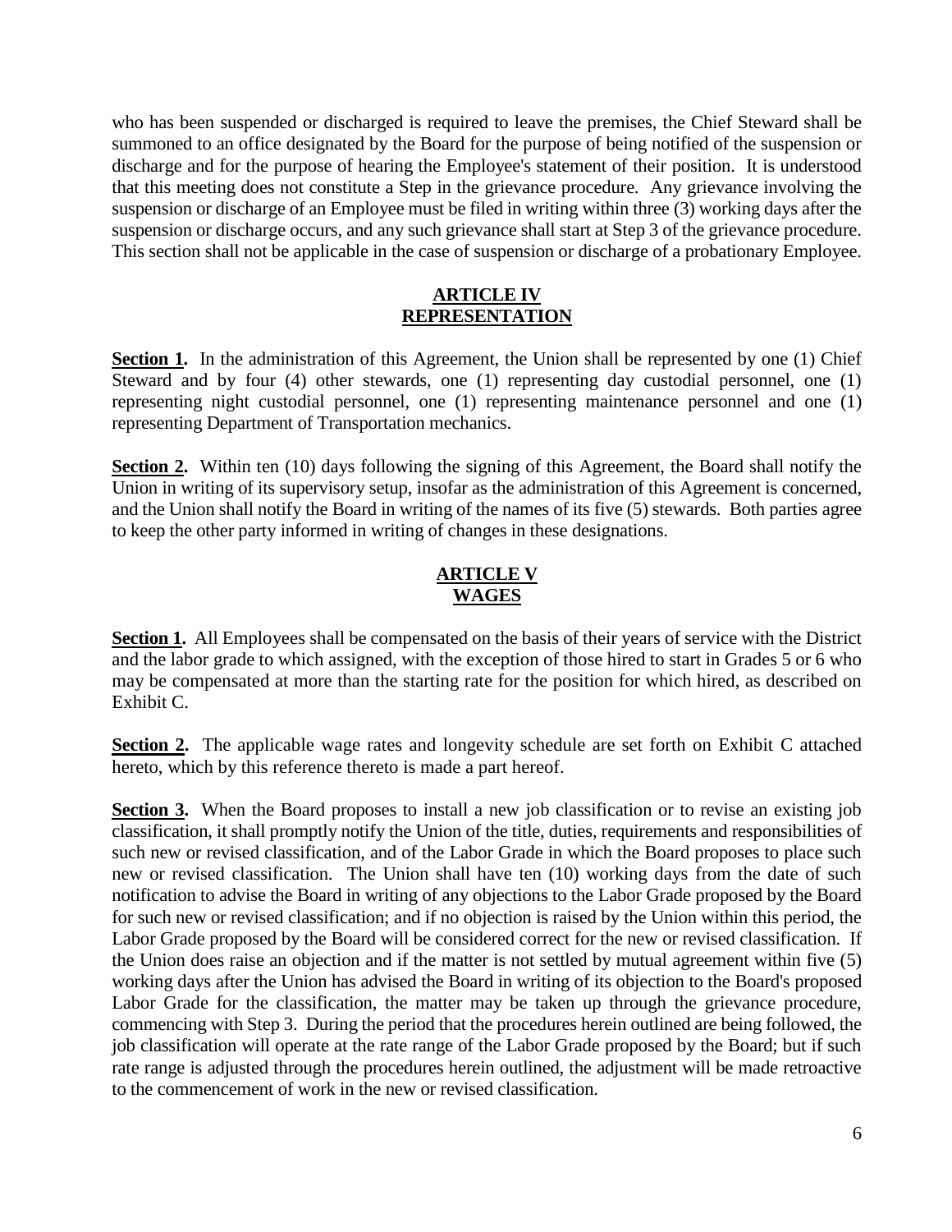who has been suspended or discharged is required to leave the premises, the Chief Steward shall be summoned to an office designated by the Board for the purpose of being notified of the suspension or discharge and for the purpose of hearing the Employee's statement of their position. It is understood that this meeting does not constitute a Step in the grievance procedure. Any grievance involving the suspension or discharge of an Employee must be filed in writing within three (3) working days after the suspension or discharge occurs, and any such grievance shall start at Step 3 of the grievance procedure. This section shall not be applicable in the case of suspension or discharge of a probationary Employee.

## ARTICLE IV
## REPRESENTATION

**Section 1.** In the administration of this Agreement, the Union shall be represented by one (1) Chief Steward and by four (4) other stewards, one (1) representing day custodial personnel, one (1) representing night custodial personnel, one (1) representing maintenance personnel and one (1) representing Department of Transportation mechanics.

**Section 2.** Within ten (10) days following the signing of this Agreement, the Board shall notify the Union in writing of its supervisory setup, insofar as the administration of this Agreement is concerned, and the Union shall notify the Board in writing of the names of its five (5) stewards. Both parties agree to keep the other party informed in writing of changes in these designations.

## ARTICLE V
## WAGES

**Section 1.** All Employees shall be compensated on the basis of their years of service with the District and the labor grade to which assigned, with the exception of those hired to start in Grades 5 or 6 who may be compensated at more than the starting rate for the position for which hired, as described on Exhibit C.

**Section 2.** The applicable wage rates and longevity schedule are set forth on Exhibit C attached hereto, which by this reference thereto is made a part hereof.

**Section 3.** When the Board proposes to install a new job classification or to revise an existing job classification, it shall promptly notify the Union of the title, duties, requirements and responsibilities of such new or revised classification, and of the Labor Grade in which the Board proposes to place such new or revised classification. The Union shall have ten (10) working days from the date of such notification to advise the Board in writing of any objections to the Labor Grade proposed by the Board for such new or revised classification; and if no objection is raised by the Union within this period, the Labor Grade proposed by the Board will be considered correct for the new or revised classification. If the Union does raise an objection and if the matter is not settled by mutual agreement within five (5) working days after the Union has advised the Board in writing of its objection to the Board's proposed Labor Grade for the classification, the matter may be taken up through the grievance procedure, commencing with Step 3. During the period that the procedures herein outlined are being followed, the job classification will operate at the rate range of the Labor Grade proposed by the Board; but if such rate range is adjusted through the procedures herein outlined, the adjustment will be made retroactive to the commencement of work in the new or revised classification.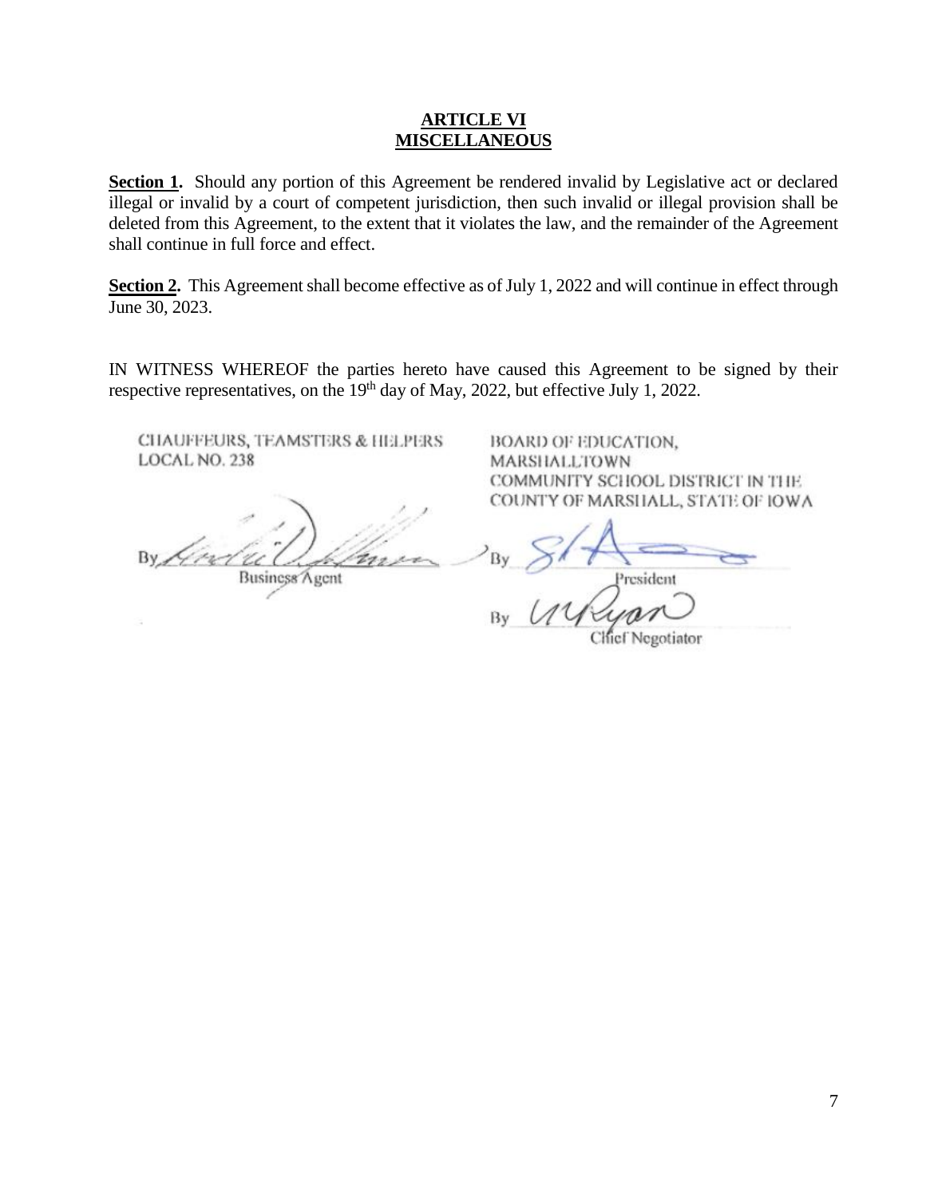## ARTICLE VI
## MISCELLANEOUS

**Section 1.** Should any portion of this Agreement be rendered invalid by Legislative act or declared illegal or invalid by a court of competent jurisdiction, then such invalid or illegal provision shall be deleted from this Agreement, to the extent that it violates the law, and the remainder of the Agreement shall continue in full force and effect.

**Section 2.** This Agreement shall become effective as of July 1, 2022 and will continue in effect through June 30, 2023.

IN WITNESS WHEREOF the parties hereto have caused this Agreement to be signed by their respective representatives, on the 19th day of May, 2022, but effective July 1, 2022.

| CHAUFFEURS, TEAMSTERS & HELPERS LOCAL NO. 238 | BOARD OF EDUCATION, MARSHALLTOWN COMMUNITY SCHOOL DISTRICT IN THE COUNTY OF MARSHALL, STATE OF IOWA |
| --- | --- |
| By ______________ Business Agent | By ______________ President |
| | By ______________ Chief Negotiator |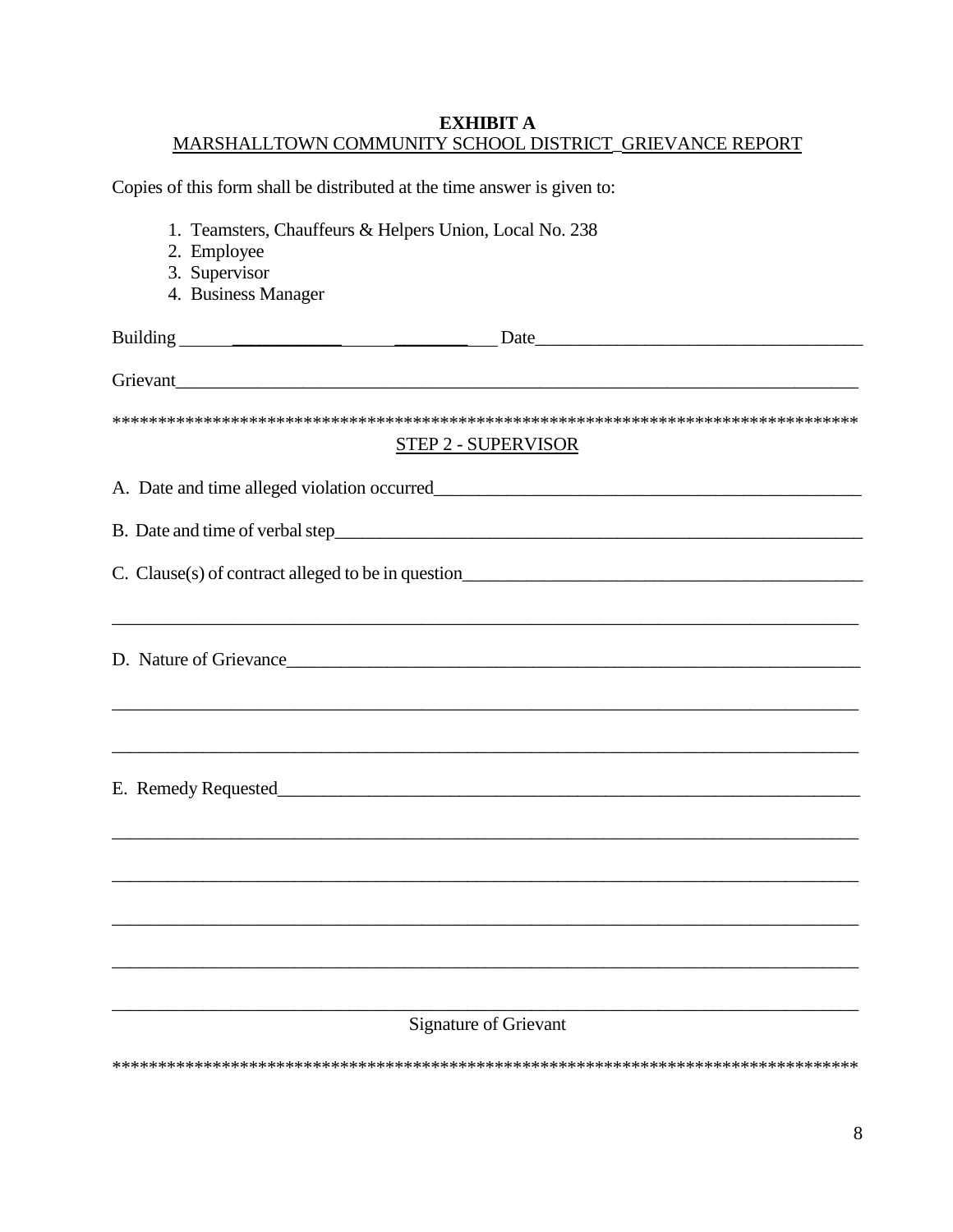**EXHIBIT A**

MARSHALLTOWN COMMUNITY SCHOOL DISTRICT GRIEVANCE REPORT

Copies of this form shall be distributed at the time answer is given to:

1. Teamsters, Chauffeurs & Helpers Union, Local No. 238
2. Employee
3. Supervisor
4. Business Manager

Building ______________________________ Date____________________________________

Grievant_____________________________________________________________________________

*************************************************************************************

STEP 2 - SUPERVISOR

A. Date and time alleged violation occurred_______________________________________________

B. Date and time of verbal step___________________________________________________________

C. Clause(s) of contract alleged to be in question__________________________________________

_____________________________________________________________________________________

D. Nature of Grievance___________________________________________________________________

_____________________________________________________________________________________

_____________________________________________________________________________________

E. Remedy Requested____________________________________________________________________

_____________________________________________________________________________________

_____________________________________________________________________________________

_____________________________________________________________________________________

_____________________________________________________________________________________

_____________________________________________________________________________________

Signature of Grievant

*************************************************************************************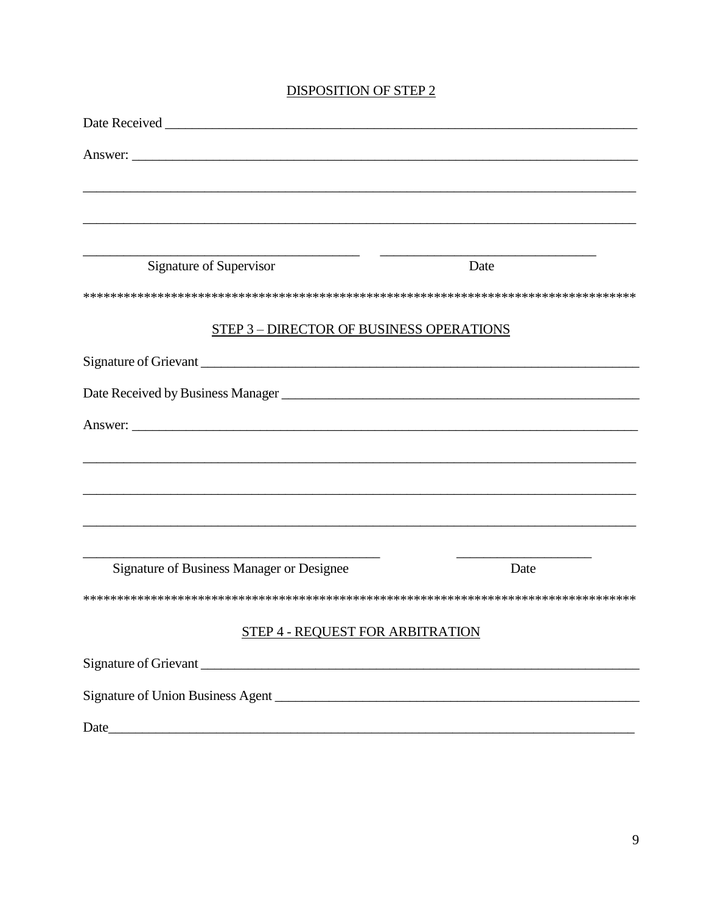## DISPOSITION OF STEP 2

Date Received ___________________________________________________________________

Answer: ________________________________________________________________________

_______________________________________________________________________________

_______________________________________________________________________________

_______________________________________ _______________________________

Signature of Supervisor Date

*************************************************************************************

## STEP 3 – DIRECTOR OF BUSINESS OPERATIONS

Signature of Grievant ____________________________________________________________

Date Received by Business Manager _________________________________________________

Answer: ________________________________________________________________________

_______________________________________________________________________________

_______________________________________________________________________________

_______________________________________________________________________________

__________________________________________ ____________________

Signature of Business Manager or Designee Date

*************************************************************************************

## STEP 4 - REQUEST FOR ARBITRATION

Signature of Grievant ____________________________________________________________

Signature of Union Business Agent __________________________________________________

Date___________________________________________________________________________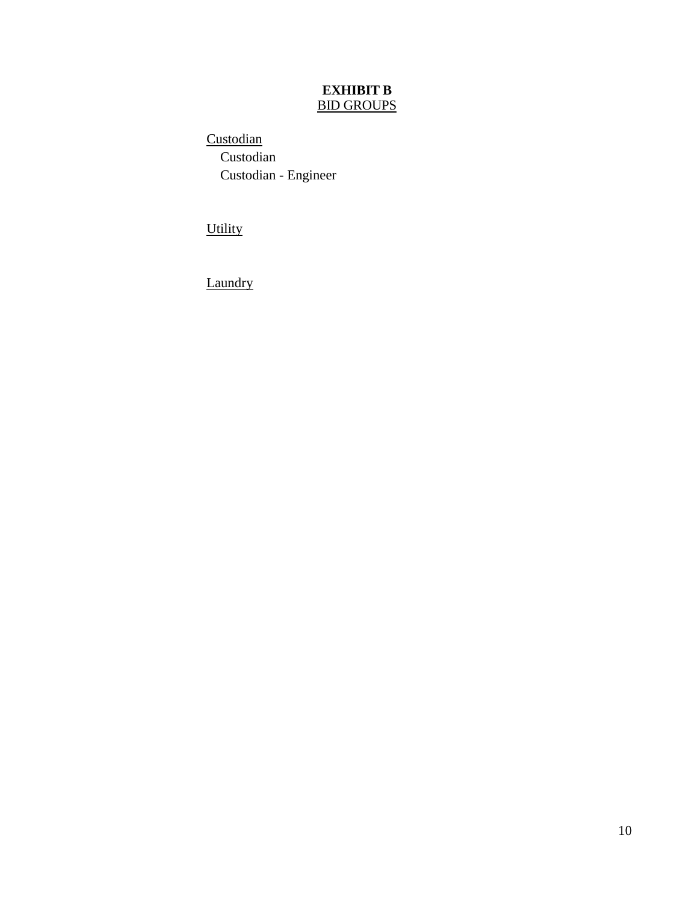# EXHIBIT B
## BID GROUPS

Custodian

- Custodian
- Custodian - Engineer

Utility

Laundry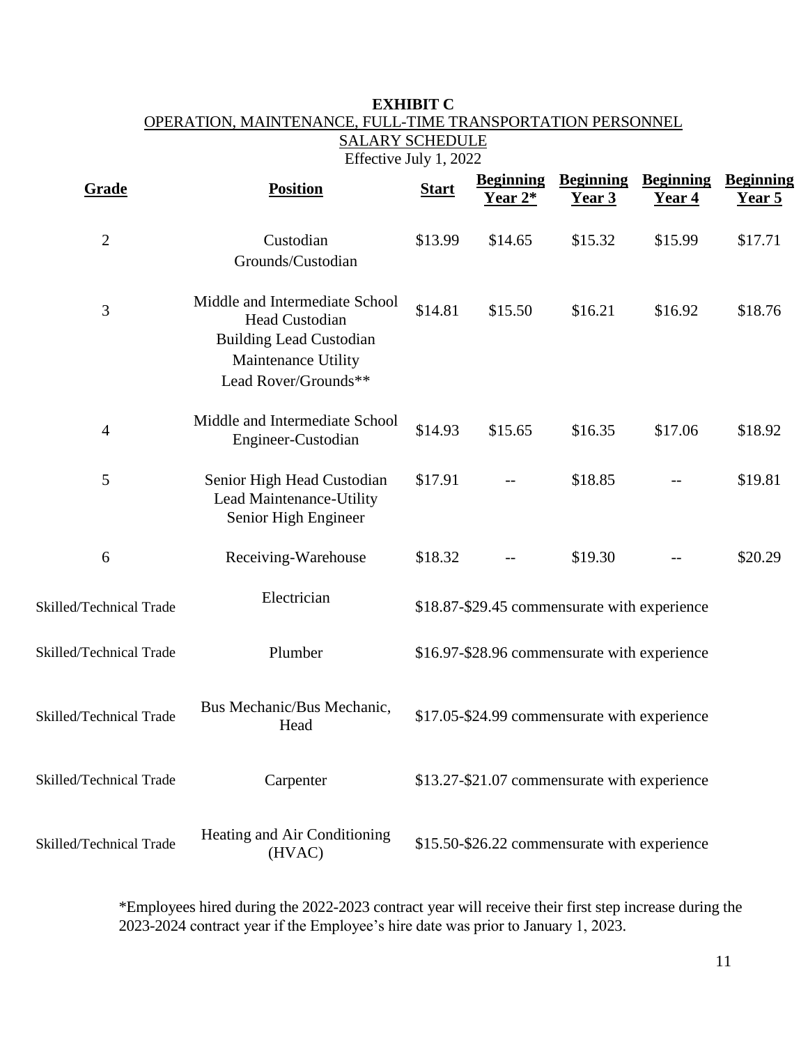**EXHIBIT C**

OPERATION, MAINTENANCE, FULL-TIME TRANSPORTATION PERSONNEL

SALARY SCHEDULE

Effective July 1, 2022

| Grade | Position | Start | Beginning Year 2* | Beginning Year 3 | Beginning Year 4 | Beginning Year 5 |
|---|---|---|---|---|---|---|
| 2 | Custodian<br>Grounds/Custodian | $13.99 | $14.65 | $15.32 | $15.99 | $17.71 |
| 3 | Middle and Intermediate School Head Custodian<br>Building Lead Custodian<br>Maintenance Utility<br>Lead Rover/Grounds** | $14.81 | $15.50 | $16.21 | $16.92 | $18.76 |
| 4 | Middle and Intermediate School Engineer-Custodian | $14.93 | $15.65 | $16.35 | $17.06 | $18.92 |
| 5 | Senior High Head Custodian<br>Lead Maintenance-Utility<br>Senior High Engineer | $17.91 | -- | $18.85 | -- | $19.81 |
| 6 | Receiving-Warehouse | $18.32 | -- | $19.30 | -- | $20.29 |
| Skilled/Technical Trade | Electrician | $18.87-$29.45 commensurate with experience | | | | |
| Skilled/Technical Trade | Plumber | $16.97-$28.96 commensurate with experience | | | | |
| Skilled/Technical Trade | Bus Mechanic/Bus Mechanic, Head | $17.05-$24.99 commensurate with experience | | | | |
| Skilled/Technical Trade | Carpenter | $13.27-$21.07 commensurate with experience | | | | |
| Skilled/Technical Trade | Heating and Air Conditioning (HVAC) | $15.50-$26.22 commensurate with experience | | | | |

*Employees hired during the 2022-2023 contract year will receive their first step increase during the 2023-2024 contract year if the Employee's hire date was prior to January 1, 2023.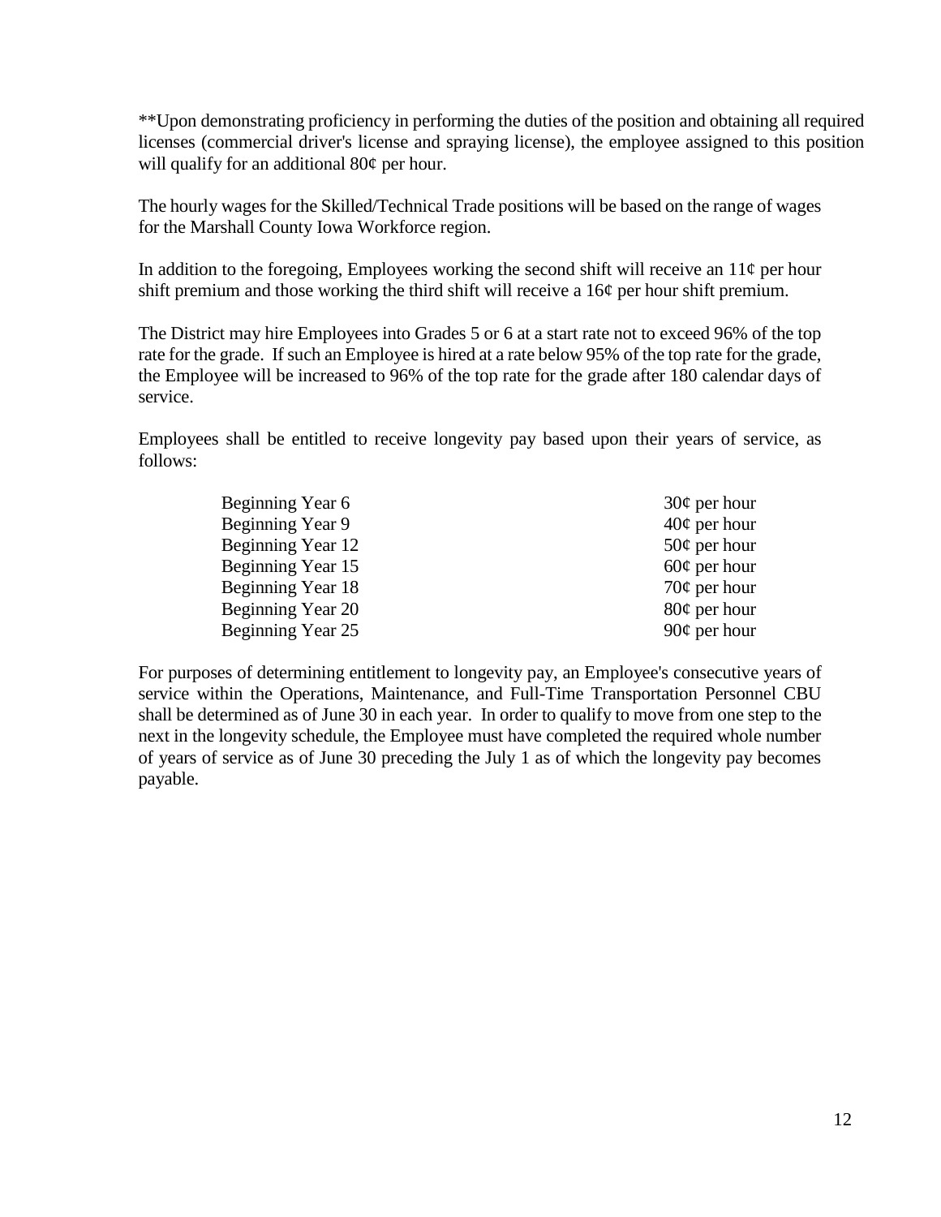**Upon demonstrating proficiency in performing the duties of the position and obtaining all required licenses (commercial driver's license and spraying license), the employee assigned to this position will qualify for an additional 80¢ per hour.

The hourly wages for the Skilled/Technical Trade positions will be based on the range of wages for the Marshall County Iowa Workforce region.

In addition to the foregoing, Employees working the second shift will receive an 11¢ per hour shift premium and those working the third shift will receive a 16¢ per hour shift premium.

The District may hire Employees into Grades 5 or 6 at a start rate not to exceed 96% of the top rate for the grade. If such an Employee is hired at a rate below 95% of the top rate for the grade, the Employee will be increased to 96% of the top rate for the grade after 180 calendar days of service.

Employees shall be entitled to receive longevity pay based upon their years of service, as follows:

| | |
|---|---|
| Beginning Year 6 | 30¢ per hour |
| Beginning Year 9 | 40¢ per hour |
| Beginning Year 12 | 50¢ per hour |
| Beginning Year 15 | 60¢ per hour |
| Beginning Year 18 | 70¢ per hour |
| Beginning Year 20 | 80¢ per hour |
| Beginning Year 25 | 90¢ per hour |

For purposes of determining entitlement to longevity pay, an Employee's consecutive years of service within the Operations, Maintenance, and Full-Time Transportation Personnel CBU shall be determined as of June 30 in each year. In order to qualify to move from one step to the next in the longevity schedule, the Employee must have completed the required whole number of years of service as of June 30 preceding the July 1 as of which the longevity pay becomes payable.